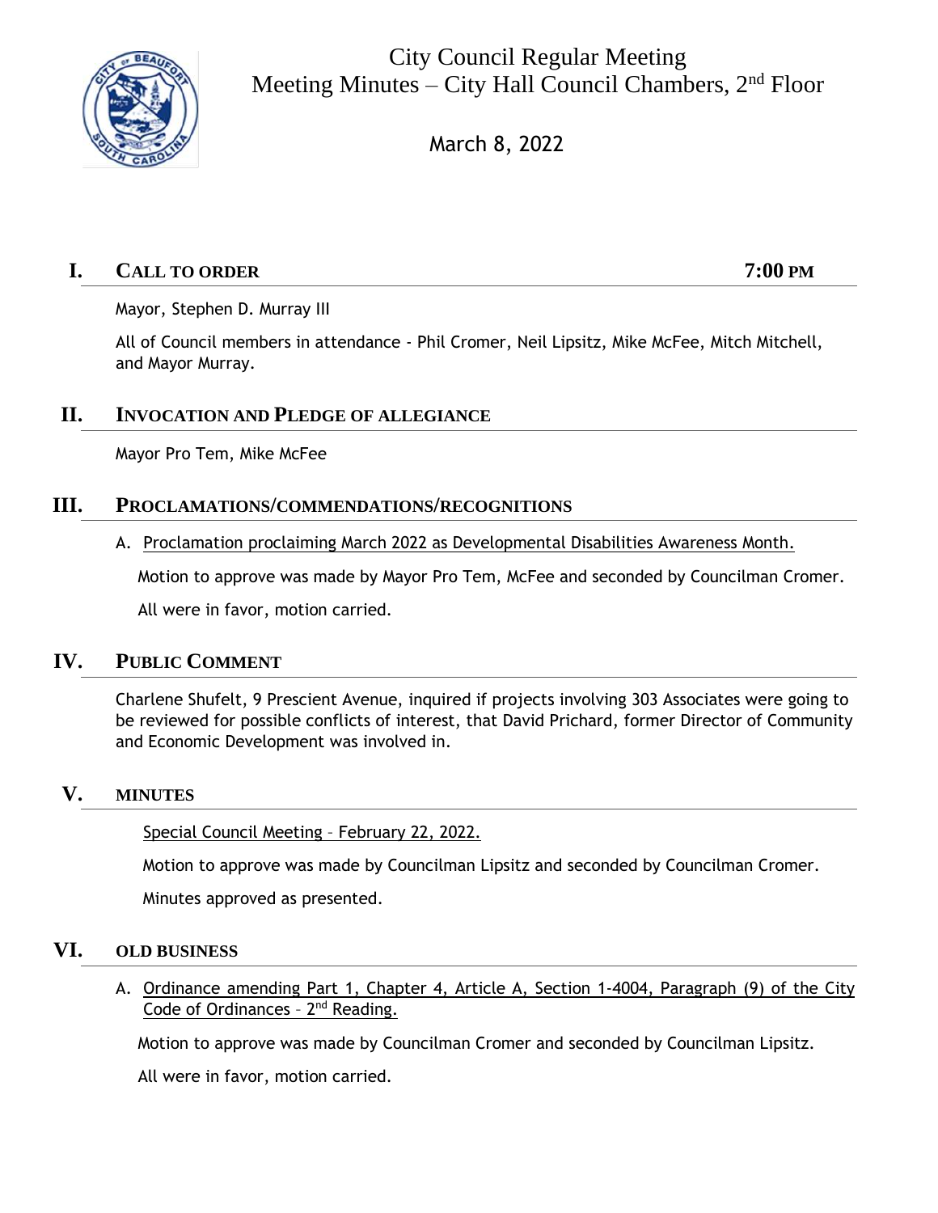# City Council Regular Meeting
## Meeting Minutes – City Hall Council Chambers, 2nd Floor

March 8, 2022

## I. CALL TO ORDER — 7:00 PM

Mayor, Stephen D. Murray III

All of Council members in attendance - Phil Cromer, Neil Lipsitz, Mike McFee, Mitch Mitchell, and Mayor Murray.

## II. INVOCATION AND PLEDGE OF ALLEGIANCE

Mayor Pro Tem, Mike McFee

## III. PROCLAMATIONS/COMMENDATIONS/RECOGNITIONS

A. Proclamation proclaiming March 2022 as Developmental Disabilities Awareness Month.

Motion to approve was made by Mayor Pro Tem, McFee and seconded by Councilman Cromer.

All were in favor, motion carried.

## IV. PUBLIC COMMENT

Charlene Shufelt, 9 Prescient Avenue, inquired if projects involving 303 Associates were going to be reviewed for possible conflicts of interest, that David Prichard, former Director of Community and Economic Development was involved in.

## V. MINUTES

Special Council Meeting – February 22, 2022.

Motion to approve was made by Councilman Lipsitz and seconded by Councilman Cromer.

Minutes approved as presented.

## VI. OLD BUSINESS

A. Ordinance amending Part 1, Chapter 4, Article A, Section 1-4004, Paragraph (9) of the City Code of Ordinances – 2nd Reading.

Motion to approve was made by Councilman Cromer and seconded by Councilman Lipsitz.

All were in favor, motion carried.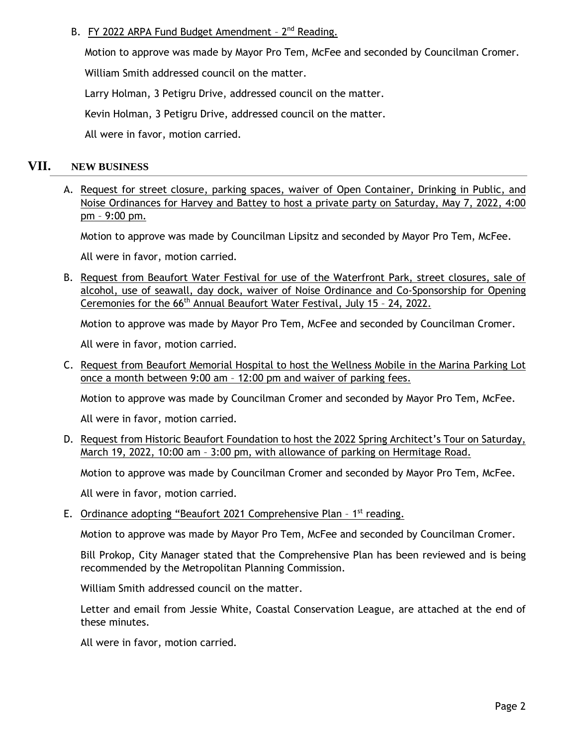B. FY 2022 ARPA Fund Budget Amendment – 2nd Reading.

Motion to approve was made by Mayor Pro Tem, McFee and seconded by Councilman Cromer.

William Smith addressed council on the matter.

Larry Holman, 3 Petigru Drive, addressed council on the matter.

Kevin Holman, 3 Petigru Drive, addressed council on the matter.

All were in favor, motion carried.

## VII. NEW BUSINESS

A. Request for street closure, parking spaces, waiver of Open Container, Drinking in Public, and Noise Ordinances for Harvey and Battey to host a private party on Saturday, May 7, 2022, 4:00 pm – 9:00 pm.

Motion to approve was made by Councilman Lipsitz and seconded by Mayor Pro Tem, McFee.

All were in favor, motion carried.

B. Request from Beaufort Water Festival for use of the Waterfront Park, street closures, sale of alcohol, use of seawall, day dock, waiver of Noise Ordinance and Co-Sponsorship for Opening Ceremonies for the 66th Annual Beaufort Water Festival, July 15 – 24, 2022.

Motion to approve was made by Mayor Pro Tem, McFee and seconded by Councilman Cromer.

All were in favor, motion carried.

C. Request from Beaufort Memorial Hospital to host the Wellness Mobile in the Marina Parking Lot once a month between 9:00 am – 12:00 pm and waiver of parking fees.

Motion to approve was made by Councilman Cromer and seconded by Mayor Pro Tem, McFee.

All were in favor, motion carried.

D. Request from Historic Beaufort Foundation to host the 2022 Spring Architect's Tour on Saturday, March 19, 2022, 10:00 am – 3:00 pm, with allowance of parking on Hermitage Road.

Motion to approve was made by Councilman Cromer and seconded by Mayor Pro Tem, McFee.

All were in favor, motion carried.

E. Ordinance adopting "Beaufort 2021 Comprehensive Plan – 1st reading.

Motion to approve was made by Mayor Pro Tem, McFee and seconded by Councilman Cromer.

Bill Prokop, City Manager stated that the Comprehensive Plan has been reviewed and is being recommended by the Metropolitan Planning Commission.

William Smith addressed council on the matter.

Letter and email from Jessie White, Coastal Conservation League, are attached at the end of these minutes.

All were in favor, motion carried.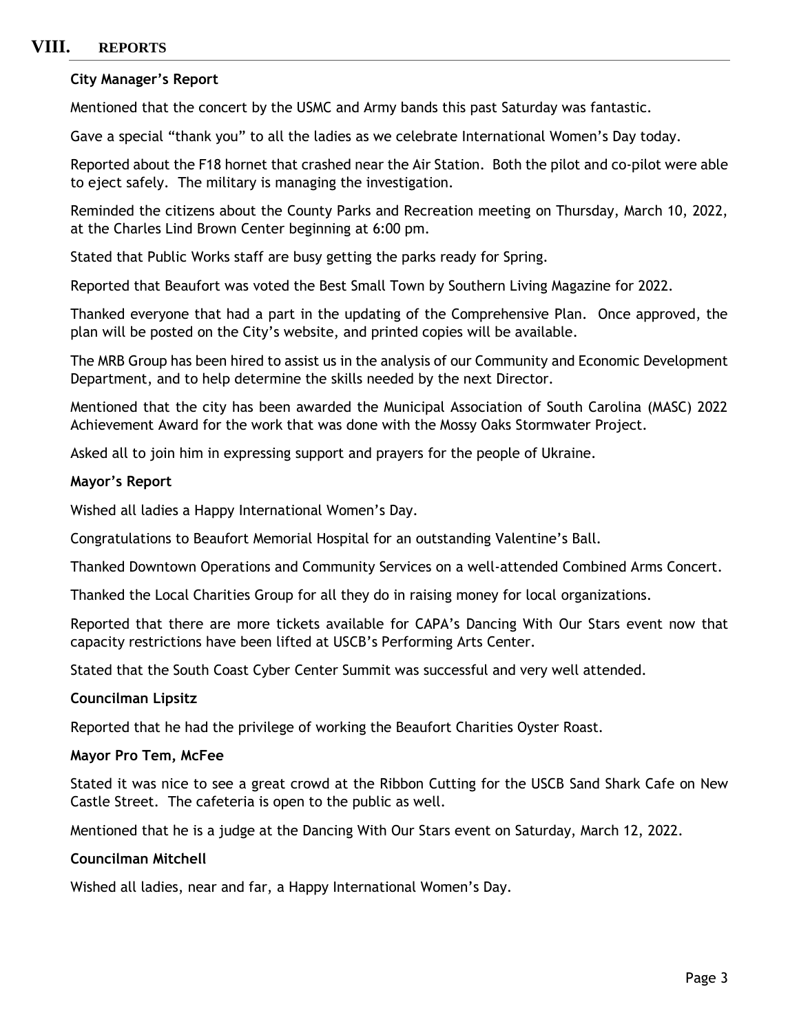# VIII. REPORTS

**City Manager's Report**

Mentioned that the concert by the USMC and Army bands this past Saturday was fantastic.

Gave a special "thank you" to all the ladies as we celebrate International Women's Day today.

Reported about the F18 hornet that crashed near the Air Station. Both the pilot and co-pilot were able to eject safely. The military is managing the investigation.

Reminded the citizens about the County Parks and Recreation meeting on Thursday, March 10, 2022, at the Charles Lind Brown Center beginning at 6:00 pm.

Stated that Public Works staff are busy getting the parks ready for Spring.

Reported that Beaufort was voted the Best Small Town by Southern Living Magazine for 2022.

Thanked everyone that had a part in the updating of the Comprehensive Plan. Once approved, the plan will be posted on the City's website, and printed copies will be available.

The MRB Group has been hired to assist us in the analysis of our Community and Economic Development Department, and to help determine the skills needed by the next Director.

Mentioned that the city has been awarded the Municipal Association of South Carolina (MASC) 2022 Achievement Award for the work that was done with the Mossy Oaks Stormwater Project.

Asked all to join him in expressing support and prayers for the people of Ukraine.

**Mayor's Report**

Wished all ladies a Happy International Women's Day.

Congratulations to Beaufort Memorial Hospital for an outstanding Valentine's Ball.

Thanked Downtown Operations and Community Services on a well-attended Combined Arms Concert.

Thanked the Local Charities Group for all they do in raising money for local organizations.

Reported that there are more tickets available for CAPA's Dancing With Our Stars event now that capacity restrictions have been lifted at USCB's Performing Arts Center.

Stated that the South Coast Cyber Center Summit was successful and very well attended.

**Councilman Lipsitz**

Reported that he had the privilege of working the Beaufort Charities Oyster Roast.

**Mayor Pro Tem, McFee**

Stated it was nice to see a great crowd at the Ribbon Cutting for the USCB Sand Shark Cafe on New Castle Street. The cafeteria is open to the public as well.

Mentioned that he is a judge at the Dancing With Our Stars event on Saturday, March 12, 2022.

**Councilman Mitchell**

Wished all ladies, near and far, a Happy International Women's Day.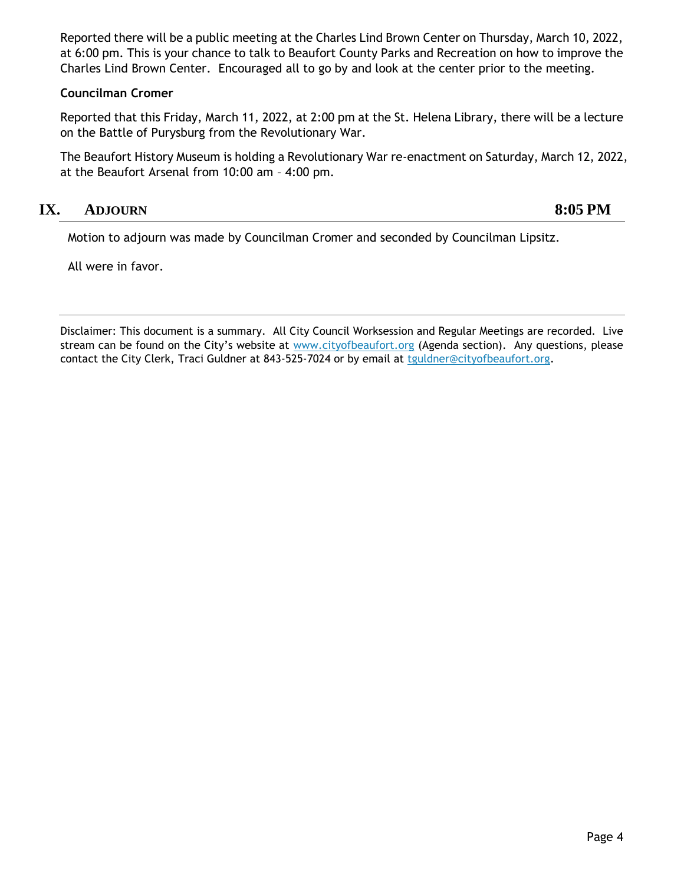Reported there will be a public meeting at the Charles Lind Brown Center on Thursday, March 10, 2022, at 6:00 pm. This is your chance to talk to Beaufort County Parks and Recreation on how to improve the Charles Lind Brown Center. Encouraged all to go by and look at the center prior to the meeting.

**Councilman Cromer**

Reported that this Friday, March 11, 2022, at 2:00 pm at the St. Helena Library, there will be a lecture on the Battle of Purysburg from the Revolutionary War.

The Beaufort History Museum is holding a Revolutionary War re-enactment on Saturday, March 12, 2022, at the Beaufort Arsenal from 10:00 am – 4:00 pm.

## IX. ADJOURN — 8:05 PM

Motion to adjourn was made by Councilman Cromer and seconded by Councilman Lipsitz.

All were in favor.

---

Disclaimer: This document is a summary. All City Council Worksession and Regular Meetings are recorded. Live stream can be found on the City's website at www.cityofbeaufort.org (Agenda section). Any questions, please contact the City Clerk, Traci Guldner at 843-525-7024 or by email at tguldner@cityofbeaufort.org.